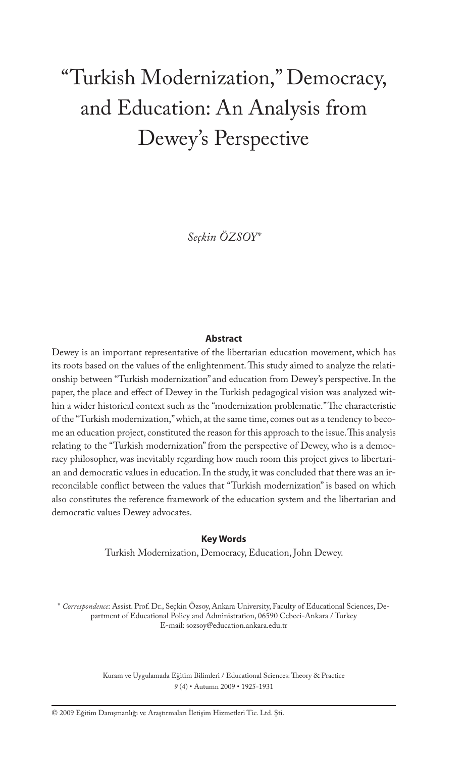# "Turkish Modernization," Democracy, and Education: An Analysis from Dewey's Perspective

*Seçkin ÖZSOY**

## Abstract

Dewey is an important representative of the libertarian education movement, which has its roots based on the values of the enlightenment. This study aimed to analyze the relationship between "Turkish modernization" and education from Dewey's perspective. In the paper, the place and effect of Dewey in the Turkish pedagogical vision was analyzed within a wider historical context such as the "modernization problematic." The characteristic of the "Turkish modernization," which, at the same time, comes out as a tendency to become an education project, constituted the reason for this approach to the issue. This analysis relating to the "Turkish modernization" from the perspective of Dewey, who is a democracy philosopher, was inevitably regarding how much room this project gives to libertarian and democratic values in education. In the study, it was concluded that there was an irreconcilable conflict between the values that "Turkish modernization" is based on which also constitutes the reference framework of the education system and the libertarian and democratic values Dewey advocates.

## Key Words

Turkish Modernization, Democracy, Education, John Dewey.

\* *Correspondence*: Assist. Prof. Dr., Seçkin Özsoy, Ankara University, Faculty of Educational Sciences, Department of Educational Policy and Administration, 06590 Cebeci-Ankara / Turkey
E-mail: sozsoy@education.ankara.edu.tr

Kuram ve Uygulamada Eğitim Bilimleri / Educational Sciences: Theory & Practice
*9* (4) • Autumn 2009 • 1925-1931

© 2009 Eğitim Danışmanlığı ve Araştırmaları İletişim Hizmetleri Tic. Ltd. Şti.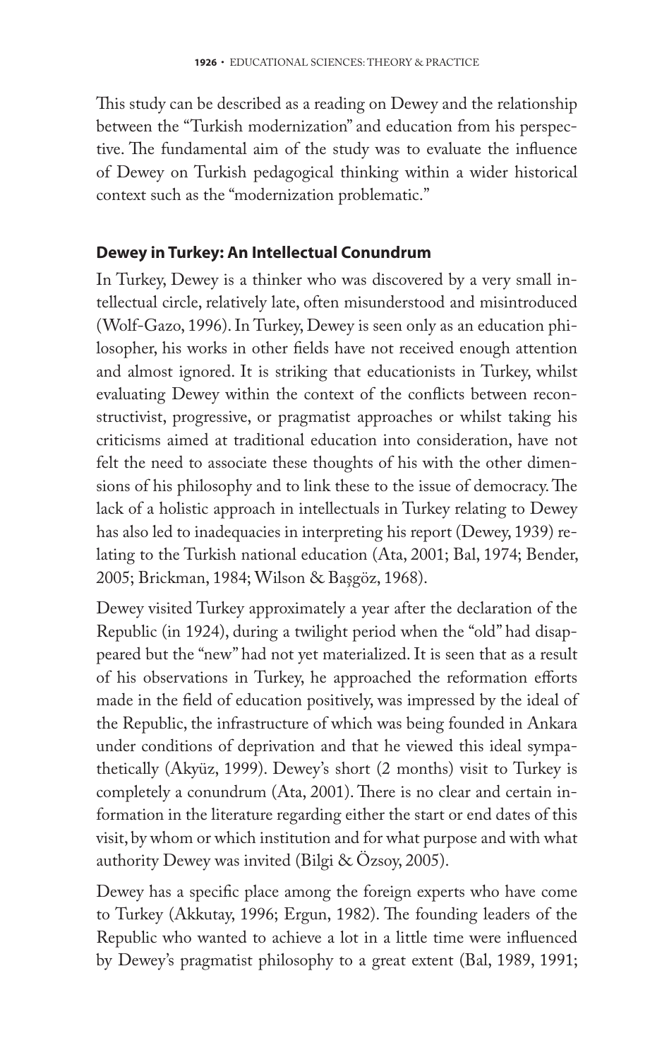This study can be described as a reading on Dewey and the relationship between the "Turkish modernization" and education from his perspective. The fundamental aim of the study was to evaluate the influence of Dewey on Turkish pedagogical thinking within a wider historical context such as the "modernization problematic."

## Dewey in Turkey: An Intellectual Conundrum

In Turkey, Dewey is a thinker who was discovered by a very small intellectual circle, relatively late, often misunderstood and misintroduced (Wolf-Gazo, 1996). In Turkey, Dewey is seen only as an education philosopher, his works in other fields have not received enough attention and almost ignored. It is striking that educationists in Turkey, whilst evaluating Dewey within the context of the conflicts between reconstructivist, progressive, or pragmatist approaches or whilst taking his criticisms aimed at traditional education into consideration, have not felt the need to associate these thoughts of his with the other dimensions of his philosophy and to link these to the issue of democracy. The lack of a holistic approach in intellectuals in Turkey relating to Dewey has also led to inadequacies in interpreting his report (Dewey, 1939) relating to the Turkish national education (Ata, 2001; Bal, 1974; Bender, 2005; Brickman, 1984; Wilson & Başgöz, 1968).

Dewey visited Turkey approximately a year after the declaration of the Republic (in 1924), during a twilight period when the "old" had disappeared but the "new" had not yet materialized. It is seen that as a result of his observations in Turkey, he approached the reformation efforts made in the field of education positively, was impressed by the ideal of the Republic, the infrastructure of which was being founded in Ankara under conditions of deprivation and that he viewed this ideal sympathetically (Akyüz, 1999). Dewey's short (2 months) visit to Turkey is completely a conundrum (Ata, 2001). There is no clear and certain information in the literature regarding either the start or end dates of this visit, by whom or which institution and for what purpose and with what authority Dewey was invited (Bilgi & Özsoy, 2005).

Dewey has a specific place among the foreign experts who have come to Turkey (Akkutay, 1996; Ergun, 1982). The founding leaders of the Republic who wanted to achieve a lot in a little time were influenced by Dewey's pragmatist philosophy to a great extent (Bal, 1989, 1991;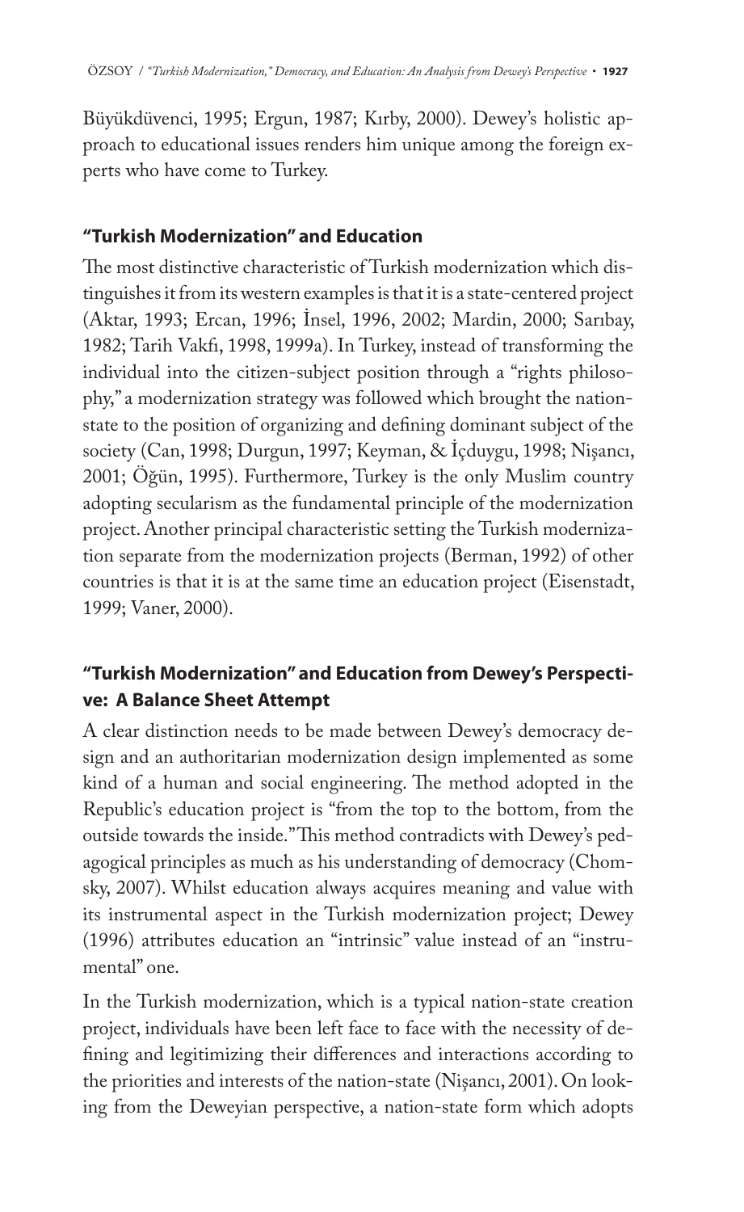Büyükdüvenci, 1995; Ergun, 1987; Kırby, 2000). Dewey's holistic approach to educational issues renders him unique among the foreign experts who have come to Turkey.

## "Turkish Modernization" and Education

The most distinctive characteristic of Turkish modernization which distinguishes it from its western examples is that it is a state-centered project (Aktar, 1993; Ercan, 1996; İnsel, 1996, 2002; Mardin, 2000; Sarıbay, 1982; Tarih Vakfı, 1998, 1999a). In Turkey, instead of transforming the individual into the citizen-subject position through a "rights philosophy," a modernization strategy was followed which brought the nation-state to the position of organizing and defining dominant subject of the society (Can, 1998; Durgun, 1997; Keyman, & İçduygu, 1998; Nişancı, 2001; Öğün, 1995). Furthermore, Turkey is the only Muslim country adopting secularism as the fundamental principle of the modernization project. Another principal characteristic setting the Turkish modernization separate from the modernization projects (Berman, 1992) of other countries is that it is at the same time an education project (Eisenstadt, 1999; Vaner, 2000).

## "Turkish Modernization" and Education from Dewey's Perspective: A Balance Sheet Attempt

A clear distinction needs to be made between Dewey's democracy design and an authoritarian modernization design implemented as some kind of a human and social engineering. The method adopted in the Republic's education project is "from the top to the bottom, from the outside towards the inside." This method contradicts with Dewey's pedagogical principles as much as his understanding of democracy (Chomsky, 2007). Whilst education always acquires meaning and value with its instrumental aspect in the Turkish modernization project; Dewey (1996) attributes education an "intrinsic" value instead of an "instrumental" one.

In the Turkish modernization, which is a typical nation-state creation project, individuals have been left face to face with the necessity of defining and legitimizing their differences and interactions according to the priorities and interests of the nation-state (Nişancı, 2001). On looking from the Deweyian perspective, a nation-state form which adopts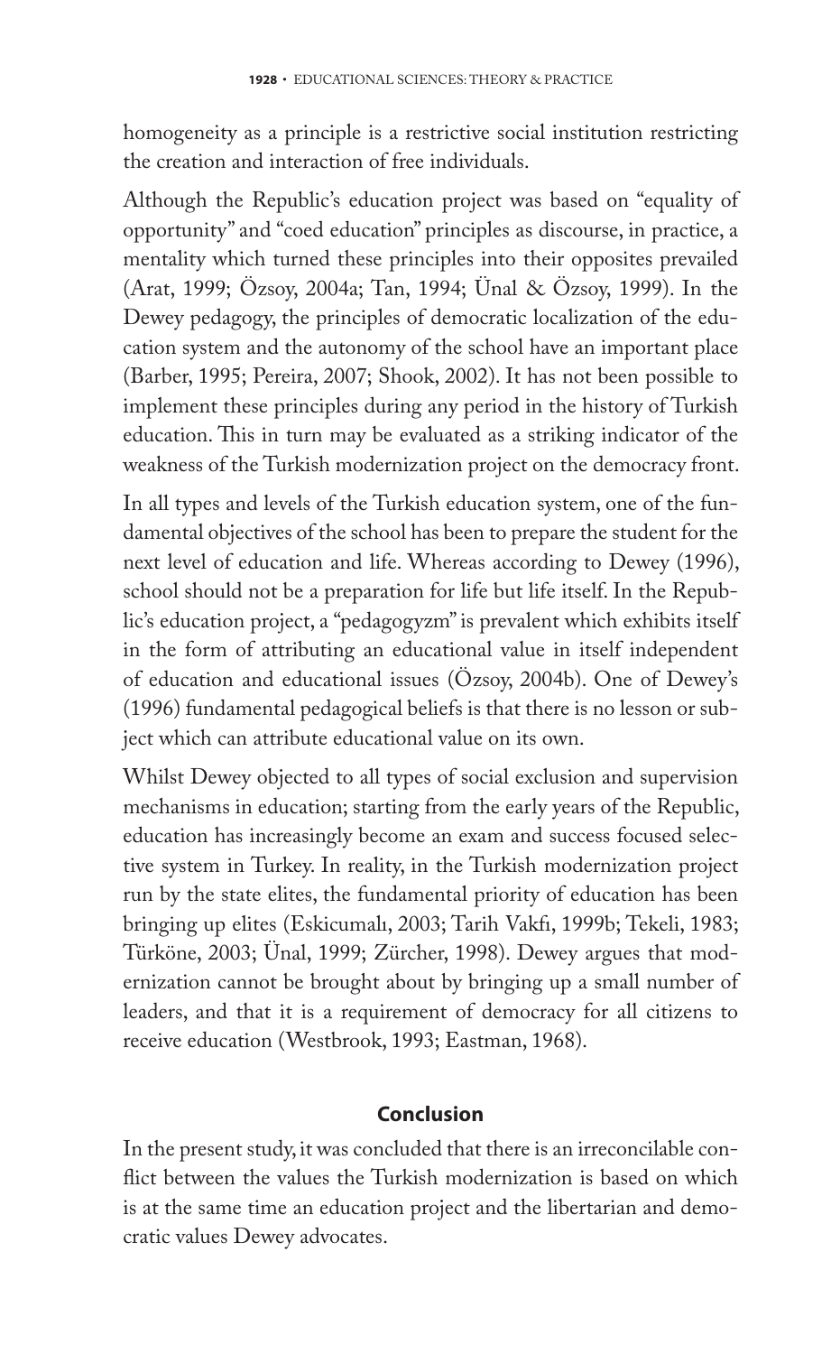homogeneity as a principle is a restrictive social institution restricting the creation and interaction of free individuals.

Although the Republic's education project was based on "equality of opportunity" and "coed education" principles as discourse, in practice, a mentality which turned these principles into their opposites prevailed (Arat, 1999; Özsoy, 2004a; Tan, 1994; Ünal & Özsoy, 1999). In the Dewey pedagogy, the principles of democratic localization of the education system and the autonomy of the school have an important place (Barber, 1995; Pereira, 2007; Shook, 2002). It has not been possible to implement these principles during any period in the history of Turkish education. This in turn may be evaluated as a striking indicator of the weakness of the Turkish modernization project on the democracy front.

In all types and levels of the Turkish education system, one of the fundamental objectives of the school has been to prepare the student for the next level of education and life. Whereas according to Dewey (1996), school should not be a preparation for life but life itself. In the Republic's education project, a "pedagogyzm" is prevalent which exhibits itself in the form of attributing an educational value in itself independent of education and educational issues (Özsoy, 2004b). One of Dewey's (1996) fundamental pedagogical beliefs is that there is no lesson or subject which can attribute educational value on its own.

Whilst Dewey objected to all types of social exclusion and supervision mechanisms in education; starting from the early years of the Republic, education has increasingly become an exam and success focused selective system in Turkey. In reality, in the Turkish modernization project run by the state elites, the fundamental priority of education has been bringing up elites (Eskicumalı, 2003; Tarih Vakfı, 1999b; Tekeli, 1983; Türköne, 2003; Ünal, 1999; Zürcher, 1998). Dewey argues that modernization cannot be brought about by bringing up a small number of leaders, and that it is a requirement of democracy for all citizens to receive education (Westbrook, 1993; Eastman, 1968).

## Conclusion

In the present study, it was concluded that there is an irreconcilable conflict between the values the Turkish modernization is based on which is at the same time an education project and the libertarian and democratic values Dewey advocates.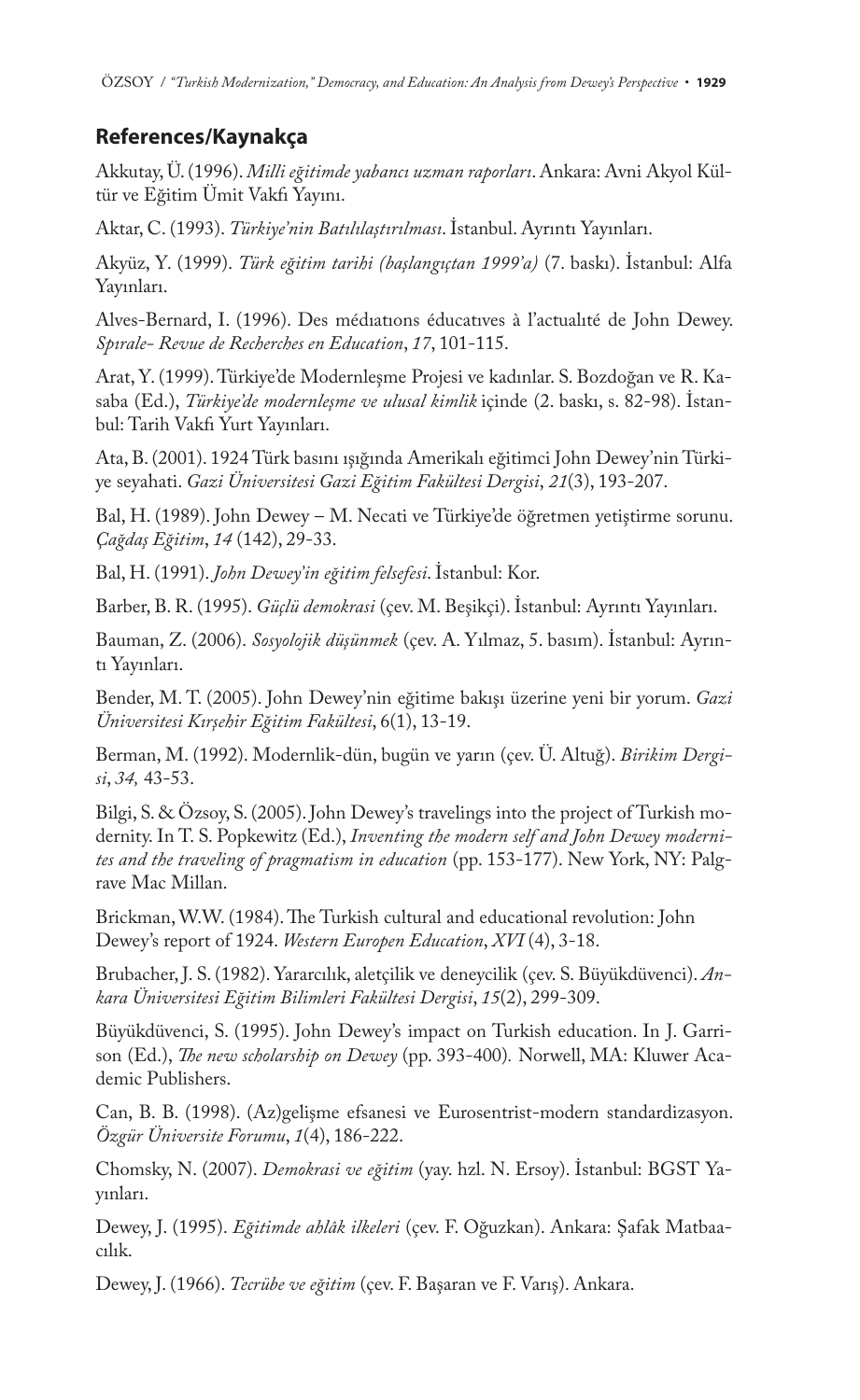## References/Kaynakça

Akkutay, Ü. (1996). *Milli eğitimde yabancı uzman raporları*. Ankara: Avni Akyol Kültür ve Eğitim Ümit Vakfı Yayını.

Aktar, C. (1993). *Türkiye'nin Batılılaştırılması*. İstanbul. Ayrıntı Yayınları.

Akyüz, Y. (1999). *Türk eğitim tarihi (başlangıçtan 1999'a)* (7. baskı). İstanbul: Alfa Yayınları.

Alves-Bernard, I. (1996). Des médıatıons éducatıves à l'actualıté de John Dewey. *Spırale- Revue de Recherches en Education*, *17*, 101-115.

Arat, Y. (1999). Türkiye'de Modernleşme Projesi ve kadınlar. S. Bozdoğan ve R. Kasaba (Ed.), *Türkiye'de modernleşme ve ulusal kimlik* içinde (2. baskı, s. 82-98). İstanbul: Tarih Vakfı Yurt Yayınları.

Ata, B. (2001). 1924 Türk basını ışığında Amerikalı eğitimci John Dewey'nin Türkiye seyahati. *Gazi Üniversitesi Gazi Eğitim Fakültesi Dergisi*, *21*(3), 193-207.

Bal, H. (1989). John Dewey – M. Necati ve Türkiye'de öğretmen yetiştirme sorunu. *Çağdaş Eğitim*, *14* (142), 29-33.

Bal, H. (1991). *John Dewey'in eğitim felsefesi*. İstanbul: Kor.

Barber, B. R. (1995). *Güçlü demokrasi* (çev. M. Beşikçi). İstanbul: Ayrıntı Yayınları.

Bauman, Z. (2006). *Sosyolojik düşünmek* (çev. A. Yılmaz, 5. basım). İstanbul: Ayrıntı Yayınları.

Bender, M. T. (2005). John Dewey'nin eğitime bakışı üzerine yeni bir yorum. *Gazi Üniversitesi Kırşehir Eğitim Fakültesi*, 6(1), 13-19.

Berman, M. (1992). Modernlik-dün, bugün ve yarın (çev. Ü. Altuğ). *Birikim Dergisi*, *34,* 43-53.

Bilgi, S. & Özsoy, S. (2005). John Dewey's travelings into the project of Turkish modernity. In T. S. Popkewitz (Ed.), *Inventing the modern self and John Dewey modernites and the traveling of pragmatism in education* (pp. 153-177). New York, NY: Palgrave Mac Millan.

Brickman, W.W. (1984). The Turkish cultural and educational revolution: John Dewey's report of 1924. *Western Europen Education*, *XVI* (4), 3-18.

Brubacher, J. S. (1982). Yararcılık, aletçilik ve deneycilik (çev. S. Büyükdüvenci). *Ankara Üniversitesi Eğitim Bilimleri Fakültesi Dergisi*, *15*(2), 299-309.

Büyükdüvenci, S. (1995). John Dewey's impact on Turkish education. In J. Garrison (Ed.), *The new scholarship on Dewey* (pp. 393-400)*.* Norwell, MA: Kluwer Academic Publishers.

Can, B. B. (1998). (Az)gelişme efsanesi ve Eurosentrist-modern standardizasyon. *Özgür Üniversite Forumu*, *1*(4), 186-222.

Chomsky, N. (2007). *Demokrasi ve eğitim* (yay. hzl. N. Ersoy). İstanbul: BGST Yayınları.

Dewey, J. (1995). *Eğitimde ahlâk ilkeleri* (çev. F. Oğuzkan). Ankara: Şafak Matbaacılık.

Dewey, J. (1966). *Tecrübe ve eğitim* (çev. F. Başaran ve F. Varış). Ankara.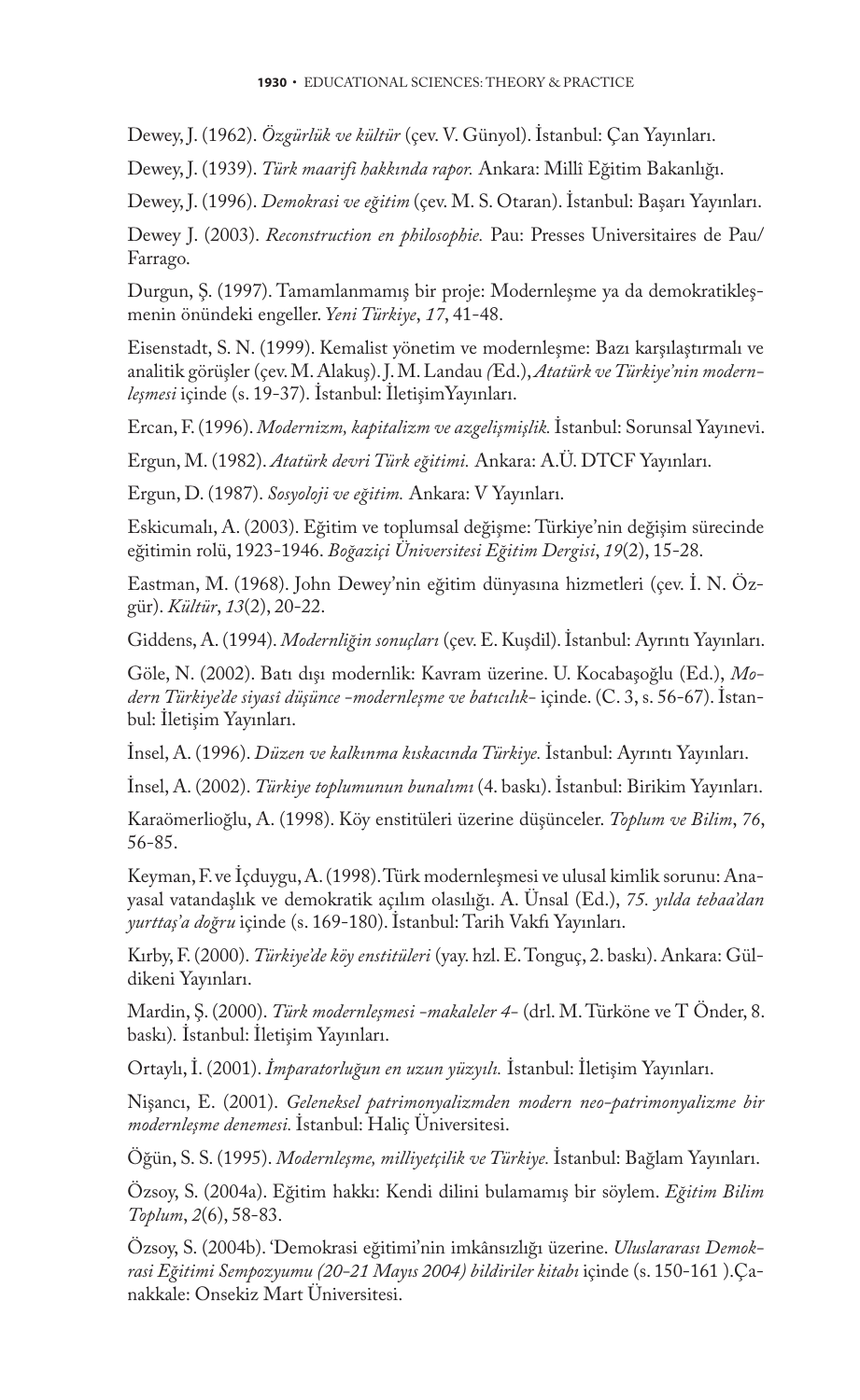Dewey, J. (1962). *Özgürlük ve kültür* (çev. V. Günyol). İstanbul: Çan Yayınları.

Dewey, J. (1939). *Türk maarifi hakkında rapor.* Ankara: Millî Eğitim Bakanlığı.

Dewey, J. (1996). *Demokrasi ve eğitim* (çev. M. S. Otaran). İstanbul: Başarı Yayınları.

Dewey J. (2003). *Reconstruction en philosophie.* Pau: Presses Universitaires de Pau/ Farrago.

Durgun, Ş. (1997). Tamamlanmamış bir proje: Modernleşme ya da demokratikleşmenin önündeki engeller. *Yeni Türkiye*, *17*, 41-48.

Eisenstadt, S. N. (1999). Kemalist yönetim ve modernleşme: Bazı karşılaştırmalı ve analitik görüşler (çev. M. Alakuş). J. M. Landau *(*Ed.), *Atatürk ve Türkiye'nin modernleşmesi* içinde (s. 19-37). İstanbul: İletişimYayınları.

Ercan, F. (1996). *Modernizm, kapitalizm ve azgelişmişlik.* İstanbul: Sorunsal Yayınevi.

Ergun, M. (1982). *Atatürk devri Türk eğitimi.* Ankara: A.Ü. DTCF Yayınları.

Ergun, D. (1987). *Sosyoloji ve eğitim.* Ankara: V Yayınları.

Eskicumalı, A. (2003). Eğitim ve toplumsal değişme: Türkiye'nin değişim sürecinde eğitimin rolü, 1923-1946. *Boğaziçi Üniversitesi Eğitim Dergisi*, *19*(2), 15-28.

Eastman, M. (1968). John Dewey'nin eğitim dünyasına hizmetleri (çev. İ. N. Özgür). *Kültür*, *13*(2), 20-22.

Giddens, A. (1994). *Modernliğin sonuçları* (çev. E. Kuşdil). İstanbul: Ayrıntı Yayınları.

Göle, N. (2002). Batı dışı modernlik: Kavram üzerine. U. Kocabaşoğlu (Ed.), *Modern Türkiye'de siyasî düşünce -modernleşme ve batıcılık-* içinde. (C. 3, s. 56-67). İstanbul: İletişim Yayınları.

İnsel, A. (1996). *Düzen ve kalkınma kıskacında Türkiye.* İstanbul: Ayrıntı Yayınları.

İnsel, A. (2002). *Türkiye toplumunun bunalımı* (4. baskı). İstanbul: Birikim Yayınları.

Karaömerlioğlu, A. (1998). Köy enstitüleri üzerine düşünceler. *Toplum ve Bilim*, *76*, 56-85.

Keyman, F. ve İçduygu, A. (1998). Türk modernleşmesi ve ulusal kimlik sorunu: Anayasal vatandaşlık ve demokratik açılım olasılığı. A. Ünsal (Ed.), *75. yılda tebaa'dan yurttaş'a doğru* içinde (s. 169-180). İstanbul: Tarih Vakfı Yayınları.

Kırby, F. (2000). *Türkiye'de köy enstitüleri* (yay. hzl. E. Tonguç, 2. baskı). Ankara: Güldikeni Yayınları.

Mardin, Ş. (2000). *Türk modernleşmesi -makaleler 4-* (drl. M. Türköne ve T Önder, 8. baskı)*.* İstanbul: İletişim Yayınları.

Ortaylı, İ. (2001). *İmparatorluğun en uzun yüzyılı.* İstanbul: İletişim Yayınları.

Nişancı, E. (2001). *Geleneksel patrimonyalizmden modern neo-patrimonyalizme bir modernleşme denemesi.* İstanbul: Haliç Üniversitesi.

Öğün, S. S. (1995). *Modernleşme, milliyetçilik ve Türkiye.* İstanbul: Bağlam Yayınları.

Özsoy, S. (2004a). Eğitim hakkı: Kendi dilini bulamamış bir söylem. *Eğitim Bilim Toplum*, *2*(6), 58-83.

Özsoy, S. (2004b). 'Demokrasi eğitimi'nin imkânsızlığı üzerine. *Uluslararası Demokrasi Eğitimi Sempozyumu (20-21 Mayıs 2004) bildiriler kitabı* içinde (s. 150-161 ).Çanakkale: Onsekiz Mart Üniversitesi.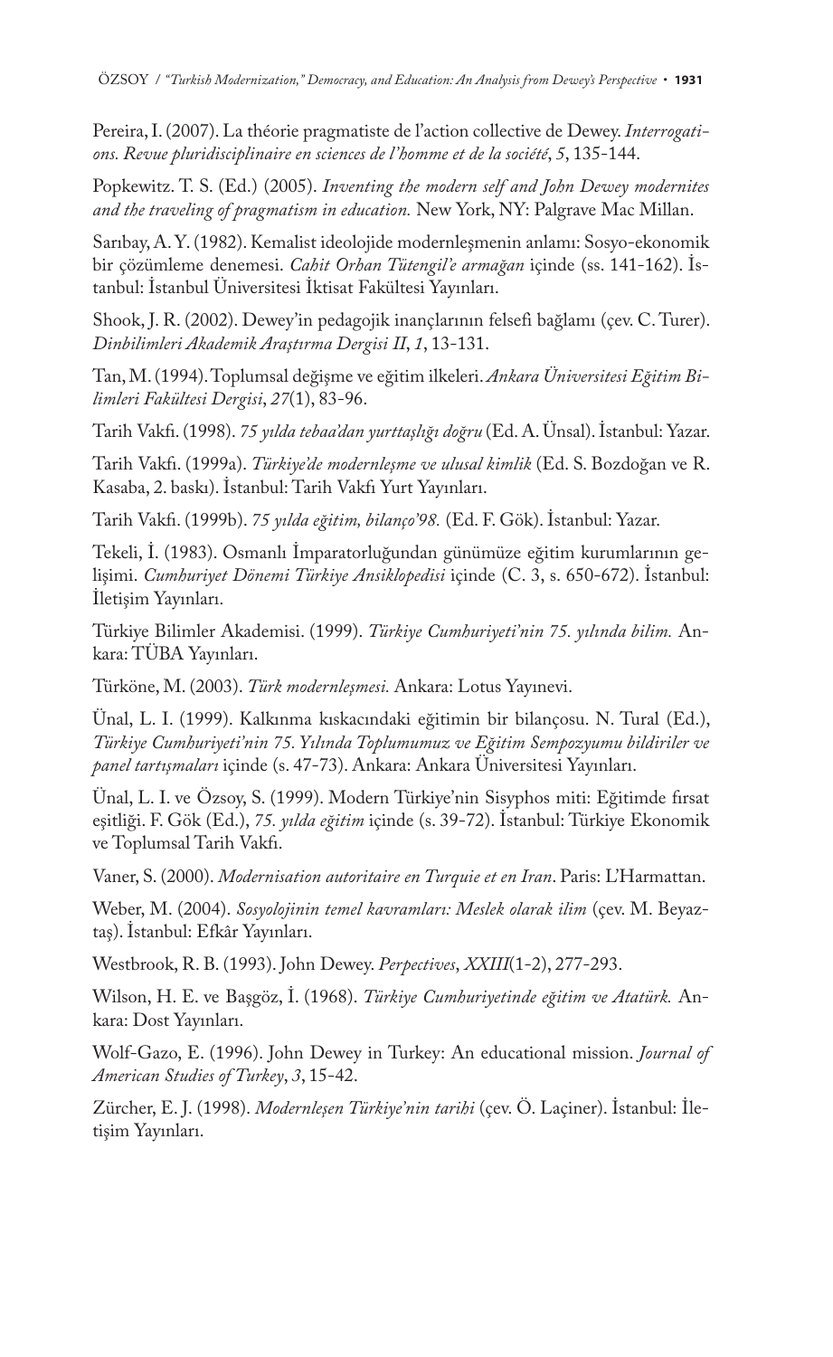Pereira, I. (2007). La théorie pragmatiste de l'action collective de Dewey. *Interrogations. Revue pluridisciplinaire en sciences de l'homme et de la société*, *5*, 135-144.

Popkewitz. T. S. (Ed.) (2005). *Inventing the modern self and John Dewey modernites and the traveling of pragmatism in education.* New York, NY: Palgrave Mac Millan.

Sarıbay, A. Y. (1982). Kemalist ideolojide modernleşmenin anlamı: Sosyo-ekonomik bir çözümleme denemesi. *Cahit Orhan Tütengil'e armağan* içinde (ss. 141-162). İstanbul: İstanbul Üniversitesi İktisat Fakültesi Yayınları.

Shook, J. R. (2002). Dewey'in pedagojik inançlarının felsefi bağlamı (çev. C. Turer). *Dinbilimleri Akademik Araştırma Dergisi II*, *1*, 13-131.

Tan, M. (1994). Toplumsal değişme ve eğitim ilkeleri. *Ankara Üniversitesi Eğitim Bilimleri Fakültesi Dergisi*, *27*(1), 83-96.

Tarih Vakfı. (1998). *75 yılda tebaa'dan yurttaşlığı doğru* (Ed. A. Ünsal). İstanbul: Yazar.

Tarih Vakfı. (1999a). *Türkiye'de modernleşme ve ulusal kimlik* (Ed. S. Bozdoğan ve R. Kasaba, 2. baskı). İstanbul: Tarih Vakfı Yurt Yayınları.

Tarih Vakfı. (1999b). *75 yılda eğitim, bilanço'98.* (Ed. F. Gök). İstanbul: Yazar.

Tekeli, İ. (1983). Osmanlı İmparatorluğundan günümüze eğitim kurumlarının gelişimi. *Cumhuriyet Dönemi Türkiye Ansiklopedisi* içinde (C. 3, s. 650-672). İstanbul: İletişim Yayınları.

Türkiye Bilimler Akademisi. (1999). *Türkiye Cumhuriyeti'nin 75. yılında bilim.* Ankara: TÜBA Yayınları.

Türköne, M. (2003). *Türk modernleşmesi.* Ankara: Lotus Yayınevi.

Ünal, L. I. (1999). Kalkınma kıskacındaki eğitimin bir bilançosu. N. Tural (Ed.), *Türkiye Cumhuriyeti'nin 75. Yılında Toplumumuz ve Eğitim Sempozyumu bildiriler ve panel tartışmaları* içinde (s. 47-73). Ankara: Ankara Üniversitesi Yayınları.

Ünal, L. I. ve Özsoy, S. (1999). Modern Türkiye'nin Sisyphos miti: Eğitimde fırsat eşitliği. F. Gök (Ed.), *75. yılda eğitim* içinde (s. 39-72). İstanbul: Türkiye Ekonomik ve Toplumsal Tarih Vakfı.

Vaner, S. (2000). *Modernisation autoritaire en Turquie et en Iran*. Paris: L'Harmattan.

Weber, M. (2004). *Sosyolojinin temel kavramları: Meslek olarak ilim* (çev. M. Beyaztaş). İstanbul: Efkâr Yayınları.

Westbrook, R. B. (1993). John Dewey. *Perpectives*, *XXIII*(1-2), 277-293.

Wilson, H. E. ve Başgöz, İ. (1968). *Türkiye Cumhuriyetinde eğitim ve Atatürk.* Ankara: Dost Yayınları.

Wolf-Gazo, E. (1996). John Dewey in Turkey: An educational mission. *Journal of American Studies of Turkey*, *3*, 15-42.

Zürcher, E. J. (1998). *Modernleşen Türkiye'nin tarihi* (çev. Ö. Laçiner). İstanbul: İletişim Yayınları.